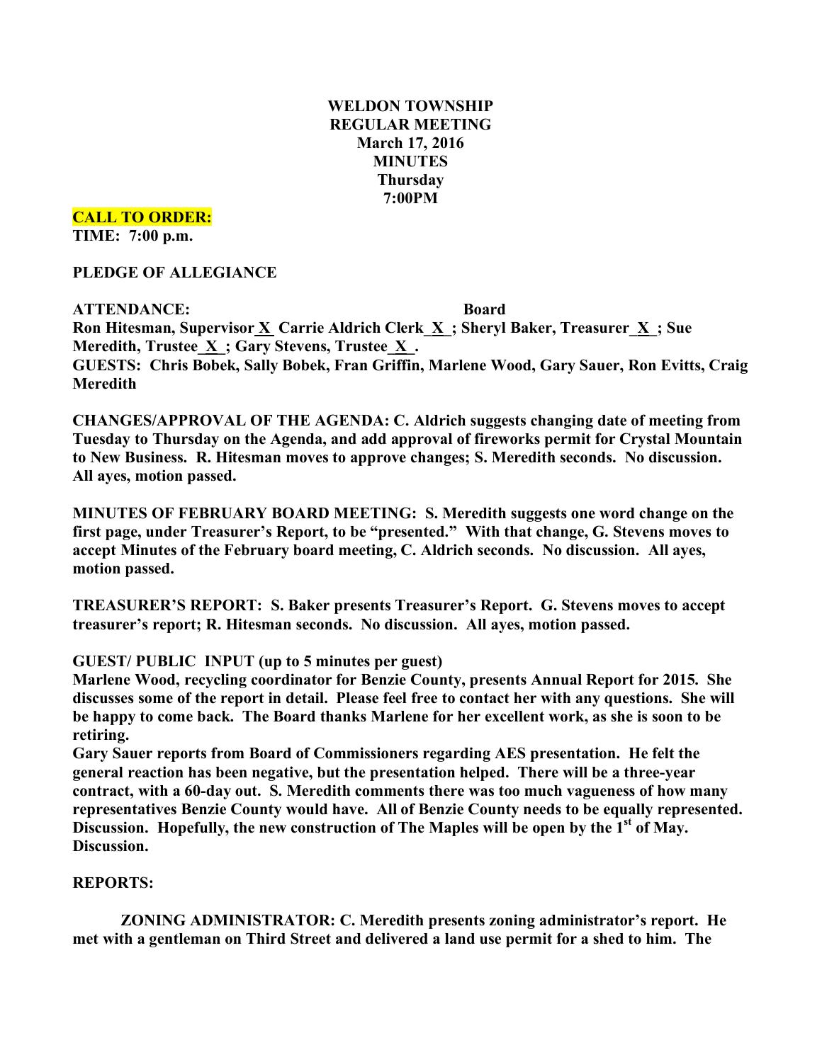**WELDON TOWNSHIP**
**REGULAR MEETING**
**March 17, 2016**
**MINUTES**
**Thursday**
**7:00PM**

**CALL TO ORDER:**
**TIME: 7:00 p.m.**

**PLEDGE OF ALLEGIANCE**

**ATTENDANCE: Board**
**Ron Hitesman, Supervisor X Carrie Aldrich Clerk X ; Sheryl Baker, Treasurer X ; Sue Meredith, Trustee X ; Gary Stevens, Trustee X .**
**GUESTS: Chris Bobek, Sally Bobek, Fran Griffin, Marlene Wood, Gary Sauer, Ron Evitts, Craig Meredith**

**CHANGES/APPROVAL OF THE AGENDA: C. Aldrich suggests changing date of meeting from Tuesday to Thursday on the Agenda, and add approval of fireworks permit for Crystal Mountain to New Business. R. Hitesman moves to approve changes; S. Meredith seconds. No discussion. All ayes, motion passed.**

**MINUTES OF FEBRUARY BOARD MEETING: S. Meredith suggests one word change on the first page, under Treasurer's Report, to be "presented." With that change, G. Stevens moves to accept Minutes of the February board meeting, C. Aldrich seconds. No discussion. All ayes, motion passed.**

**TREASURER'S REPORT: S. Baker presents Treasurer's Report. G. Stevens moves to accept treasurer's report; R. Hitesman seconds. No discussion. All ayes, motion passed.**

**GUEST/ PUBLIC INPUT (up to 5 minutes per guest)**
**Marlene Wood, recycling coordinator for Benzie County, presents Annual Report for 2015. She discusses some of the report in detail. Please feel free to contact her with any questions. She will be happy to come back. The Board thanks Marlene for her excellent work, as she is soon to be retiring.**
**Gary Sauer reports from Board of Commissioners regarding AES presentation. He felt the general reaction has been negative, but the presentation helped. There will be a three-year contract, with a 60-day out. S. Meredith comments there was too much vagueness of how many representatives Benzie County would have. All of Benzie County needs to be equally represented. Discussion. Hopefully, the new construction of The Maples will be open by the 1st of May. Discussion.**

**REPORTS:**

**ZONING ADMINISTRATOR: C. Meredith presents zoning administrator's report. He met with a gentleman on Third Street and delivered a land use permit for a shed to him. The**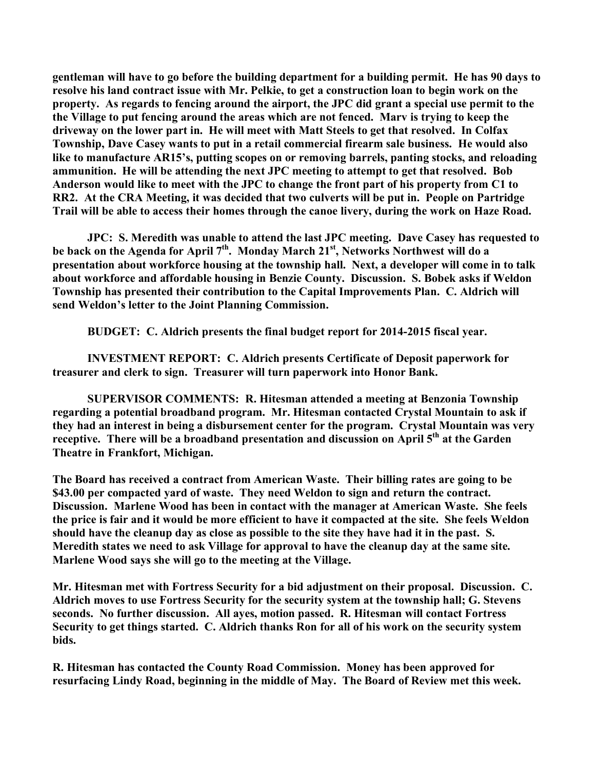**gentleman will have to go before the building department for a building permit. He has 90 days to resolve his land contract issue with Mr. Pelkie, to get a construction loan to begin work on the property. As regards to fencing around the airport, the JPC did grant a special use permit to the the Village to put fencing around the areas which are not fenced. Marv is trying to keep the driveway on the lower part in. He will meet with Matt Steels to get that resolved. In Colfax Township, Dave Casey wants to put in a retail commercial firearm sale business. He would also like to manufacture AR15's, putting scopes on or removing barrels, panting stocks, and reloading ammunition. He will be attending the next JPC meeting to attempt to get that resolved. Bob Anderson would like to meet with the JPC to change the front part of his property from C1 to RR2. At the CRA Meeting, it was decided that two culverts will be put in. People on Partridge Trail will be able to access their homes through the canoe livery, during the work on Haze Road.**

**JPC: S. Meredith was unable to attend the last JPC meeting. Dave Casey has requested to be back on the Agenda for April 7th. Monday March 21st, Networks Northwest will do a presentation about workforce housing at the township hall. Next, a developer will come in to talk about workforce and affordable housing in Benzie County. Discussion. S. Bobek asks if Weldon Township has presented their contribution to the Capital Improvements Plan. C. Aldrich will send Weldon's letter to the Joint Planning Commission.**

**BUDGET: C. Aldrich presents the final budget report for 2014-2015 fiscal year.**

**INVESTMENT REPORT: C. Aldrich presents Certificate of Deposit paperwork for treasurer and clerk to sign. Treasurer will turn paperwork into Honor Bank.**

**SUPERVISOR COMMENTS: R. Hitesman attended a meeting at Benzonia Township regarding a potential broadband program. Mr. Hitesman contacted Crystal Mountain to ask if they had an interest in being a disbursement center for the program. Crystal Mountain was very receptive. There will be a broadband presentation and discussion on April 5th at the Garden Theatre in Frankfort, Michigan.**

**The Board has received a contract from American Waste. Their billing rates are going to be $43.00 per compacted yard of waste. They need Weldon to sign and return the contract. Discussion. Marlene Wood has been in contact with the manager at American Waste. She feels the price is fair and it would be more efficient to have it compacted at the site. She feels Weldon should have the cleanup day as close as possible to the site they have had it in the past. S. Meredith states we need to ask Village for approval to have the cleanup day at the same site. Marlene Wood says she will go to the meeting at the Village.**

**Mr. Hitesman met with Fortress Security for a bid adjustment on their proposal. Discussion. C. Aldrich moves to use Fortress Security for the security system at the township hall; G. Stevens seconds. No further discussion. All ayes, motion passed. R. Hitesman will contact Fortress Security to get things started. C. Aldrich thanks Ron for all of his work on the security system bids.**

**R. Hitesman has contacted the County Road Commission. Money has been approved for resurfacing Lindy Road, beginning in the middle of May. The Board of Review met this week.**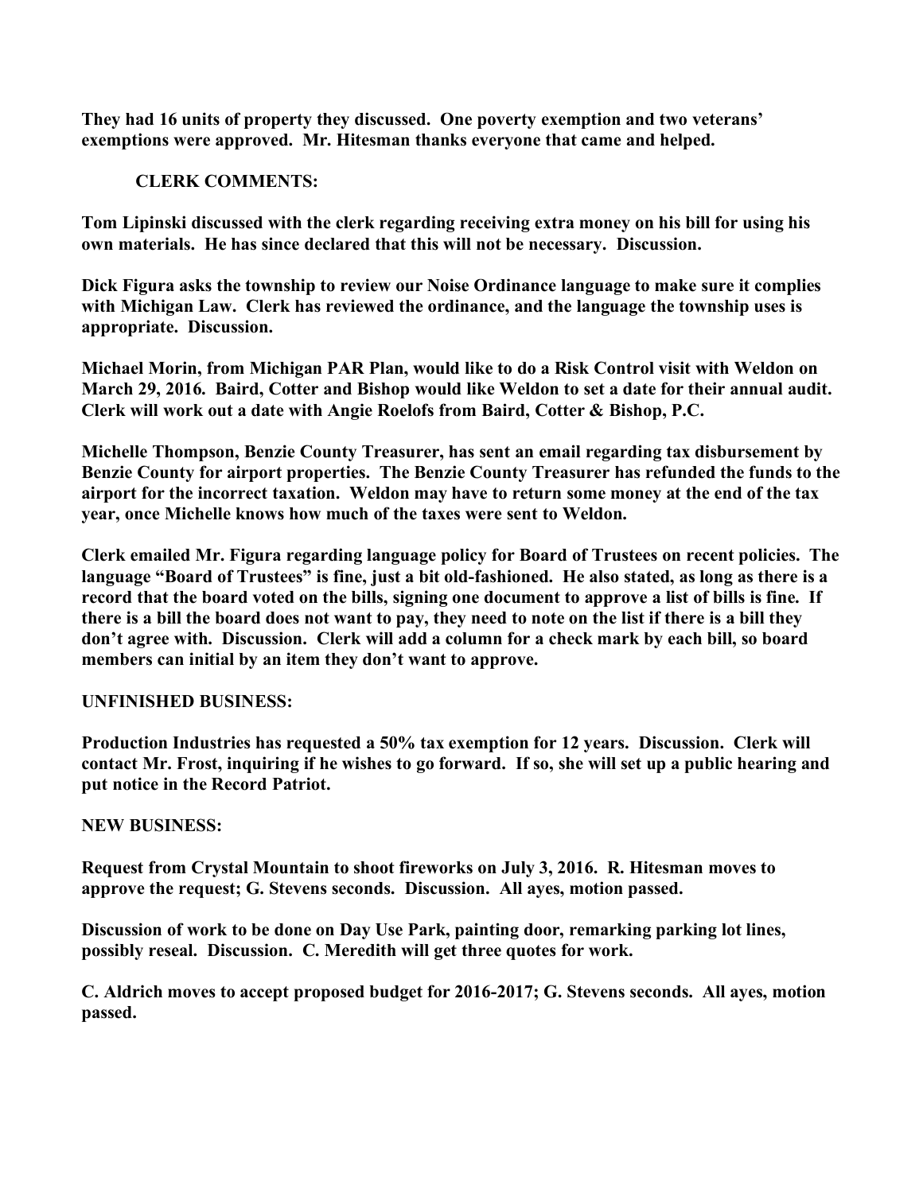**They had 16 units of property they discussed. One poverty exemption and two veterans' exemptions were approved. Mr. Hitesman thanks everyone that came and helped.**

**CLERK COMMENTS:**

**Tom Lipinski discussed with the clerk regarding receiving extra money on his bill for using his own materials. He has since declared that this will not be necessary. Discussion.**

**Dick Figura asks the township to review our Noise Ordinance language to make sure it complies with Michigan Law. Clerk has reviewed the ordinance, and the language the township uses is appropriate. Discussion.**

**Michael Morin, from Michigan PAR Plan, would like to do a Risk Control visit with Weldon on March 29, 2016. Baird, Cotter and Bishop would like Weldon to set a date for their annual audit. Clerk will work out a date with Angie Roelofs from Baird, Cotter & Bishop, P.C.**

**Michelle Thompson, Benzie County Treasurer, has sent an email regarding tax disbursement by Benzie County for airport properties. The Benzie County Treasurer has refunded the funds to the airport for the incorrect taxation. Weldon may have to return some money at the end of the tax year, once Michelle knows how much of the taxes were sent to Weldon.**

**Clerk emailed Mr. Figura regarding language policy for Board of Trustees on recent policies. The language "Board of Trustees" is fine, just a bit old-fashioned. He also stated, as long as there is a record that the board voted on the bills, signing one document to approve a list of bills is fine. If there is a bill the board does not want to pay, they need to note on the list if there is a bill they don't agree with. Discussion. Clerk will add a column for a check mark by each bill, so board members can initial by an item they don't want to approve.**

**UNFINISHED BUSINESS:**

**Production Industries has requested a 50% tax exemption for 12 years. Discussion. Clerk will contact Mr. Frost, inquiring if he wishes to go forward. If so, she will set up a public hearing and put notice in the Record Patriot.**

**NEW BUSINESS:**

**Request from Crystal Mountain to shoot fireworks on July 3, 2016. R. Hitesman moves to approve the request; G. Stevens seconds. Discussion. All ayes, motion passed.**

**Discussion of work to be done on Day Use Park, painting door, remarking parking lot lines, possibly reseal. Discussion. C. Meredith will get three quotes for work.**

**C. Aldrich moves to accept proposed budget for 2016-2017; G. Stevens seconds. All ayes, motion passed.**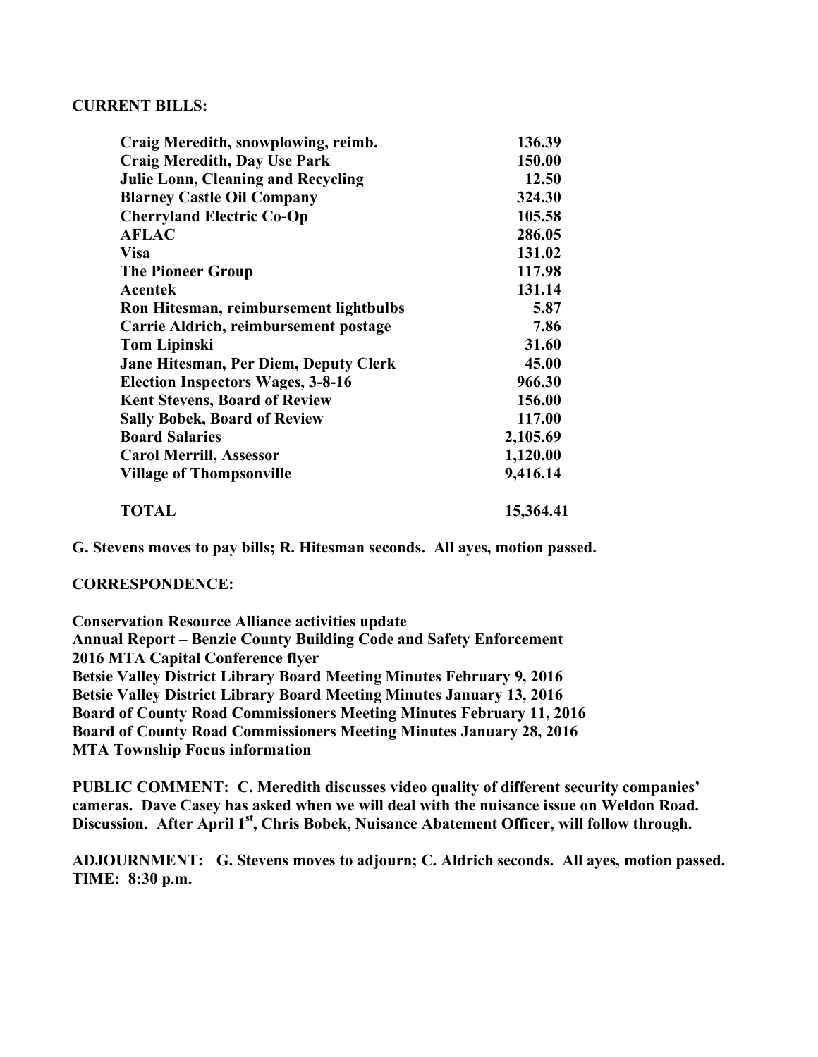**CURRENT BILLS:**

| | |
|---|---|
| **Craig Meredith, snowplowing, reimb.** | **136.39** |
| **Craig Meredith, Day Use Park** | **150.00** |
| **Julie Lonn, Cleaning and Recycling** | **12.50** |
| **Blarney Castle Oil Company** | **324.30** |
| **Cherryland Electric Co-Op** | **105.58** |
| **AFLAC** | **286.05** |
| **Visa** | **131.02** |
| **The Pioneer Group** | **117.98** |
| **Acentek** | **131.14** |
| **Ron Hitesman, reimbursement lightbulbs** | **5.87** |
| **Carrie Aldrich, reimbursement postage** | **7.86** |
| **Tom Lipinski** | **31.60** |
| **Jane Hitesman, Per Diem, Deputy Clerk** | **45.00** |
| **Election Inspectors Wages, 3-8-16** | **966.30** |
| **Kent Stevens, Board of Review** | **156.00** |
| **Sally Bobek, Board of Review** | **117.00** |
| **Board Salaries** | **2,105.69** |
| **Carol Merrill, Assessor** | **1,120.00** |
| **Village of Thompsonville** | **9,416.14** |
| **TOTAL** | **15,364.41** |

**G. Stevens moves to pay bills; R. Hitesman seconds. All ayes, motion passed.**

**CORRESPONDENCE:**

**Conservation Resource Alliance activities update**
**Annual Report – Benzie County Building Code and Safety Enforcement**
**2016 MTA Capital Conference flyer**
**Betsie Valley District Library Board Meeting Minutes February 9, 2016**
**Betsie Valley District Library Board Meeting Minutes January 13, 2016**
**Board of County Road Commissioners Meeting Minutes February 11, 2016**
**Board of County Road Commissioners Meeting Minutes January 28, 2016**
**MTA Township Focus information**

**PUBLIC COMMENT: C. Meredith discusses video quality of different security companies' cameras. Dave Casey has asked when we will deal with the nuisance issue on Weldon Road. Discussion. After April 1st, Chris Bobek, Nuisance Abatement Officer, will follow through.**

**ADJOURNMENT: G. Stevens moves to adjourn; C. Aldrich seconds. All ayes, motion passed.**
**TIME: 8:30 p.m.**